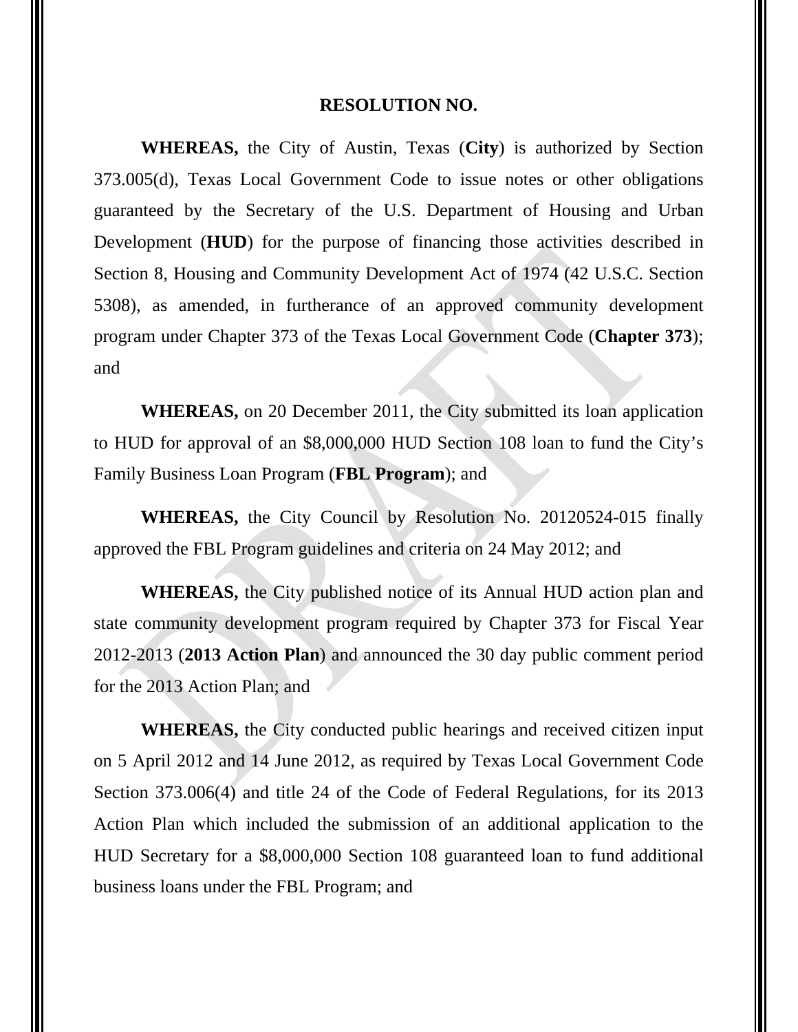# RESOLUTION NO.

**WHEREAS,** the City of Austin, Texas (**City**) is authorized by Section 373.005(d), Texas Local Government Code to issue notes or other obligations guaranteed by the Secretary of the U.S. Department of Housing and Urban Development (**HUD**) for the purpose of financing those activities described in Section 8, Housing and Community Development Act of 1974 (42 U.S.C. Section 5308), as amended, in furtherance of an approved community development program under Chapter 373 of the Texas Local Government Code (**Chapter 373**); and

**WHEREAS,** on 20 December 2011, the City submitted its loan application to HUD for approval of an $8,000,000 HUD Section 108 loan to fund the City's Family Business Loan Program (**FBL Program**); and

**WHEREAS,** the City Council by Resolution No. 20120524-015 finally approved the FBL Program guidelines and criteria on 24 May 2012; and

**WHEREAS,** the City published notice of its Annual HUD action plan and state community development program required by Chapter 373 for Fiscal Year 2012-2013 (**2013 Action Plan**) and announced the 30 day public comment period for the 2013 Action Plan; and

**WHEREAS,** the City conducted public hearings and received citizen input on 5 April 2012 and 14 June 2012, as required by Texas Local Government Code Section 373.006(4) and title 24 of the Code of Federal Regulations, for its 2013 Action Plan which included the submission of an additional application to the HUD Secretary for a $8,000,000 Section 108 guaranteed loan to fund additional business loans under the FBL Program; and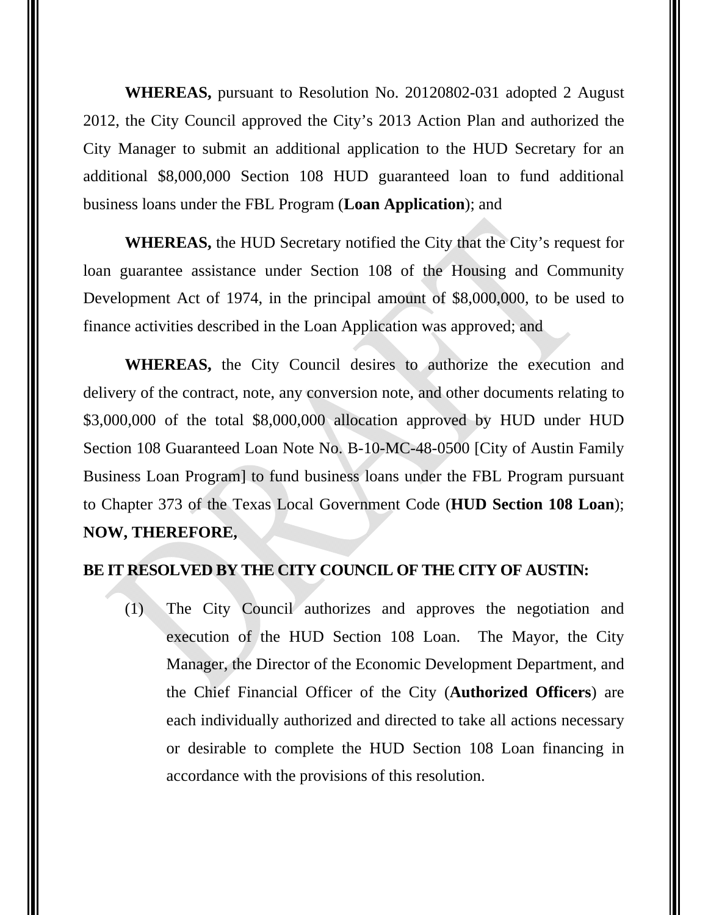**WHEREAS,** pursuant to Resolution No. 20120802-031 adopted 2 August 2012, the City Council approved the City's 2013 Action Plan and authorized the City Manager to submit an additional application to the HUD Secretary for an additional $8,000,000 Section 108 HUD guaranteed loan to fund additional business loans under the FBL Program (**Loan Application**); and

**WHEREAS,** the HUD Secretary notified the City that the City's request for loan guarantee assistance under Section 108 of the Housing and Community Development Act of 1974, in the principal amount of $8,000,000, to be used to finance activities described in the Loan Application was approved; and

**WHEREAS,** the City Council desires to authorize the execution and delivery of the contract, note, any conversion note, and other documents relating to $3,000,000 of the total $8,000,000 allocation approved by HUD under HUD Section 108 Guaranteed Loan Note No. B-10-MC-48-0500 [City of Austin Family Business Loan Program] to fund business loans under the FBL Program pursuant to Chapter 373 of the Texas Local Government Code (**HUD Section 108 Loan**); **NOW, THEREFORE,**

**BE IT RESOLVED BY THE CITY COUNCIL OF THE CITY OF AUSTIN:**

(1) The City Council authorizes and approves the negotiation and execution of the HUD Section 108 Loan. The Mayor, the City Manager, the Director of the Economic Development Department, and the Chief Financial Officer of the City (**Authorized Officers**) are each individually authorized and directed to take all actions necessary or desirable to complete the HUD Section 108 Loan financing in accordance with the provisions of this resolution.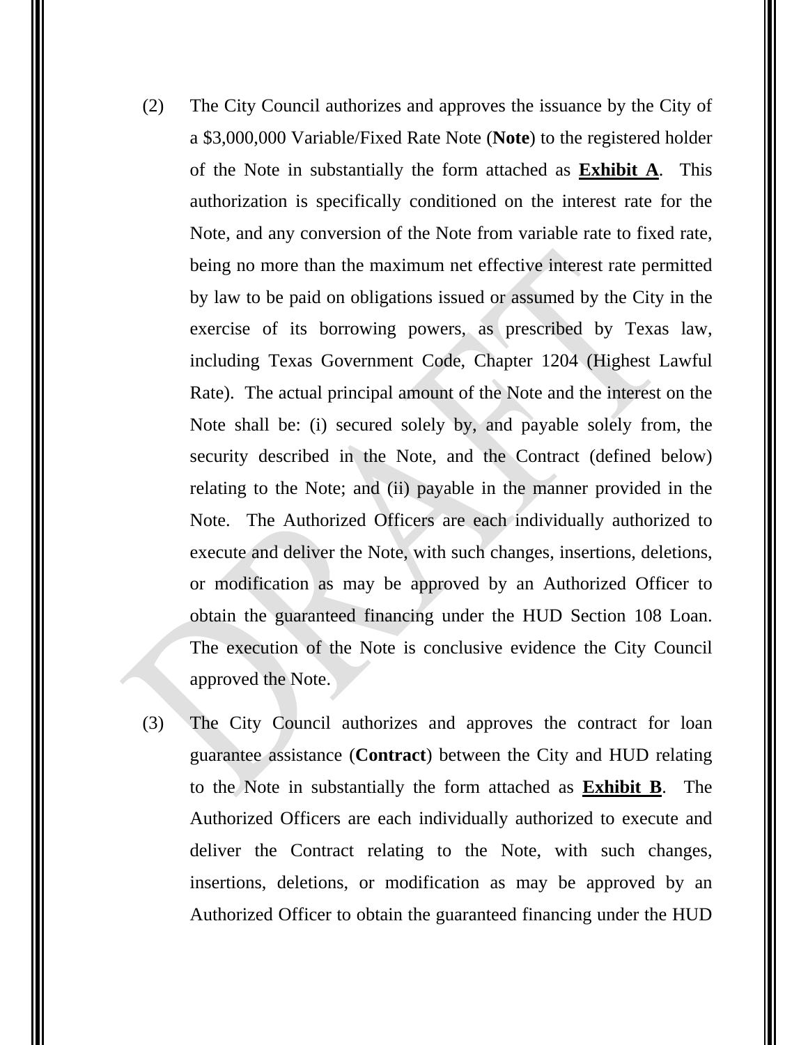(2) The City Council authorizes and approves the issuance by the City of a $3,000,000 Variable/Fixed Rate Note (**Note**) to the registered holder of the Note in substantially the form attached as **Exhibit A**. This authorization is specifically conditioned on the interest rate for the Note, and any conversion of the Note from variable rate to fixed rate, being no more than the maximum net effective interest rate permitted by law to be paid on obligations issued or assumed by the City in the exercise of its borrowing powers, as prescribed by Texas law, including Texas Government Code, Chapter 1204 (Highest Lawful Rate). The actual principal amount of the Note and the interest on the Note shall be: (i) secured solely by, and payable solely from, the security described in the Note, and the Contract (defined below) relating to the Note; and (ii) payable in the manner provided in the Note. The Authorized Officers are each individually authorized to execute and deliver the Note, with such changes, insertions, deletions, or modification as may be approved by an Authorized Officer to obtain the guaranteed financing under the HUD Section 108 Loan. The execution of the Note is conclusive evidence the City Council approved the Note.

(3) The City Council authorizes and approves the contract for loan guarantee assistance (**Contract**) between the City and HUD relating to the Note in substantially the form attached as **Exhibit B**. The Authorized Officers are each individually authorized to execute and deliver the Contract relating to the Note, with such changes, insertions, deletions, or modification as may be approved by an Authorized Officer to obtain the guaranteed financing under the HUD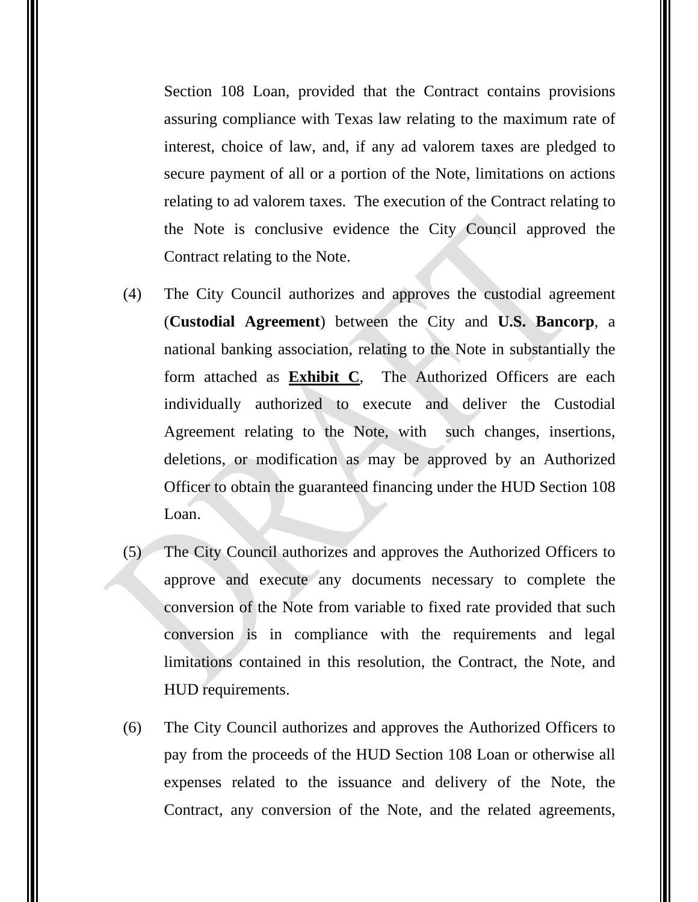Section 108 Loan, provided that the Contract contains provisions assuring compliance with Texas law relating to the maximum rate of interest, choice of law, and, if any ad valorem taxes are pledged to secure payment of all or a portion of the Note, limitations on actions relating to ad valorem taxes. The execution of the Contract relating to the Note is conclusive evidence the City Council approved the Contract relating to the Note.

(4) The City Council authorizes and approves the custodial agreement (**Custodial Agreement**) between the City and **U.S. Bancorp**, a national banking association, relating to the Note in substantially the form attached as **Exhibit C**, The Authorized Officers are each individually authorized to execute and deliver the Custodial Agreement relating to the Note, with such changes, insertions, deletions, or modification as may be approved by an Authorized Officer to obtain the guaranteed financing under the HUD Section 108 Loan.

(5) The City Council authorizes and approves the Authorized Officers to approve and execute any documents necessary to complete the conversion of the Note from variable to fixed rate provided that such conversion is in compliance with the requirements and legal limitations contained in this resolution, the Contract, the Note, and HUD requirements.

(6) The City Council authorizes and approves the Authorized Officers to pay from the proceeds of the HUD Section 108 Loan or otherwise all expenses related to the issuance and delivery of the Note, the Contract, any conversion of the Note, and the related agreements,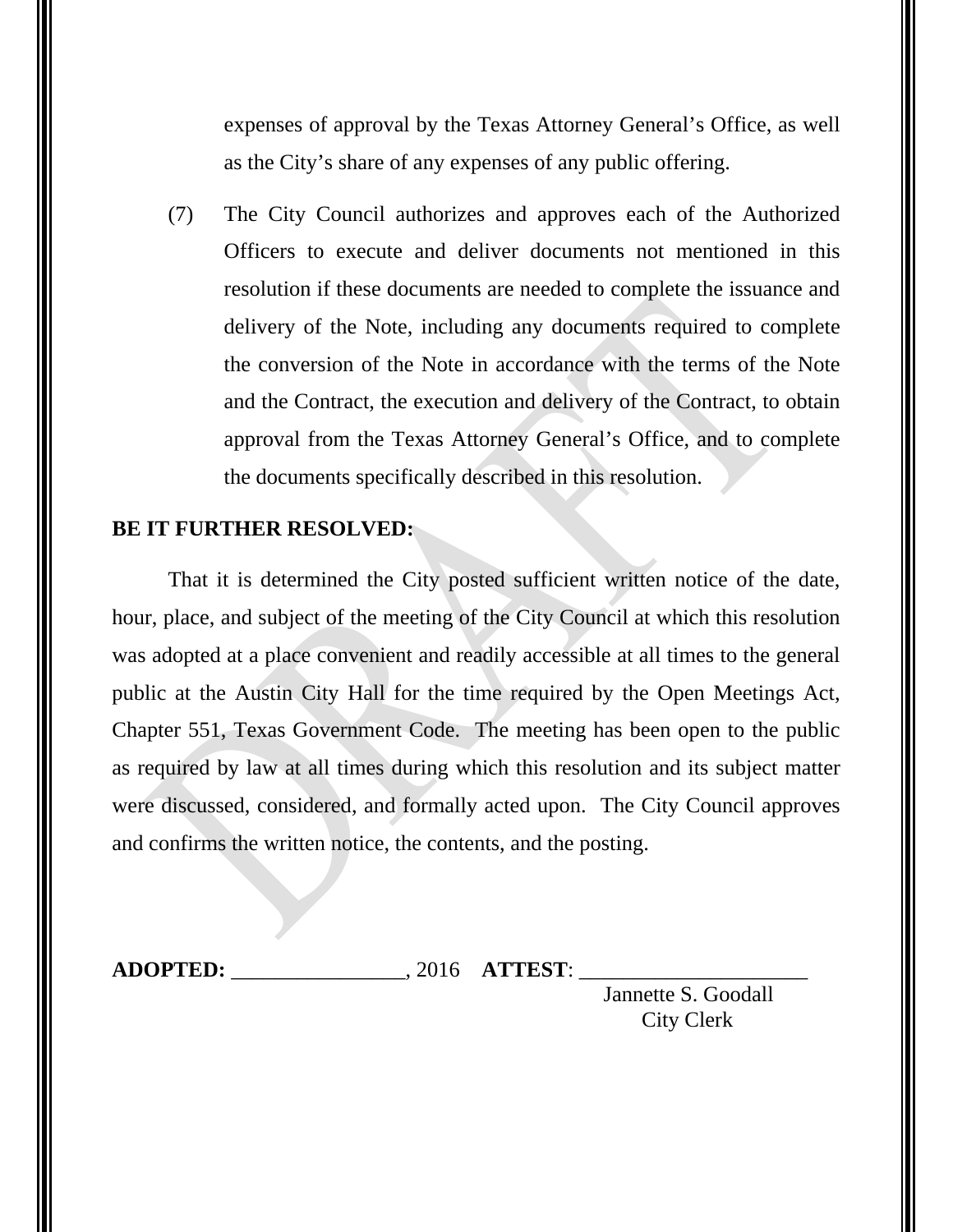expenses of approval by the Texas Attorney General's Office, as well as the City's share of any expenses of any public offering.

(7) The City Council authorizes and approves each of the Authorized Officers to execute and deliver documents not mentioned in this resolution if these documents are needed to complete the issuance and delivery of the Note, including any documents required to complete the conversion of the Note in accordance with the terms of the Note and the Contract, the execution and delivery of the Contract, to obtain approval from the Texas Attorney General's Office, and to complete the documents specifically described in this resolution.

**BE IT FURTHER RESOLVED:**

That it is determined the City posted sufficient written notice of the date, hour, place, and subject of the meeting of the City Council at which this resolution was adopted at a place convenient and readily accessible at all times to the general public at the Austin City Hall for the time required by the Open Meetings Act, Chapter 551, Texas Government Code. The meeting has been open to the public as required by law at all times during which this resolution and its subject matter were discussed, considered, and formally acted upon. The City Council approves and confirms the written notice, the contents, and the posting.

**ADOPTED:** ________________, 2016 **ATTEST**: _____________________

Jannette S. Goodall
City Clerk